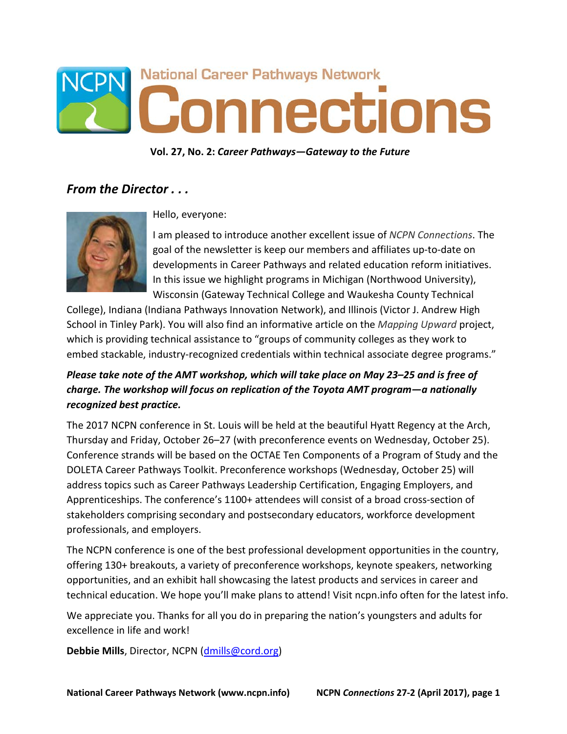# National Career Pathways Network Connections

**Vol. 27, No. 2:** ***Career Pathways—Gateway to the Future***

## *From the Director . . .*

Hello, everyone:

I am pleased to introduce another excellent issue of *NCPN Connections*. The goal of the newsletter is keep our members and affiliates up-to-date on developments in Career Pathways and related education reform initiatives. In this issue we highlight programs in Michigan (Northwood University), Wisconsin (Gateway Technical College and Waukesha County Technical College), Indiana (Indiana Pathways Innovation Network), and Illinois (Victor J. Andrew High School in Tinley Park). You will also find an informative article on the *Mapping Upward* project, which is providing technical assistance to "groups of community colleges as they work to embed stackable, industry-recognized credentials within technical associate degree programs."

***Please take note of the AMT workshop, which will take place on May 23–25 and is free of charge. The workshop will focus on replication of the Toyota AMT program—a nationally recognized best practice.***

The 2017 NCPN conference in St. Louis will be held at the beautiful Hyatt Regency at the Arch, Thursday and Friday, October 26–27 (with preconference events on Wednesday, October 25). Conference strands will be based on the OCTAE Ten Components of a Program of Study and the DOLETA Career Pathways Toolkit. Preconference workshops (Wednesday, October 25) will address topics such as Career Pathways Leadership Certification, Engaging Employers, and Apprenticeships. The conference's 1100+ attendees will consist of a broad cross-section of stakeholders comprising secondary and postsecondary educators, workforce development professionals, and employers.

The NCPN conference is one of the best professional development opportunities in the country, offering 130+ breakouts, a variety of preconference workshops, keynote speakers, networking opportunities, and an exhibit hall showcasing the latest products and services in career and technical education. We hope you'll make plans to attend! Visit ncpn.info often for the latest info.

We appreciate you. Thanks for all you do in preparing the nation's youngsters and adults for excellence in life and work!

**Debbie Mills**, Director, NCPN (dmills@cord.org)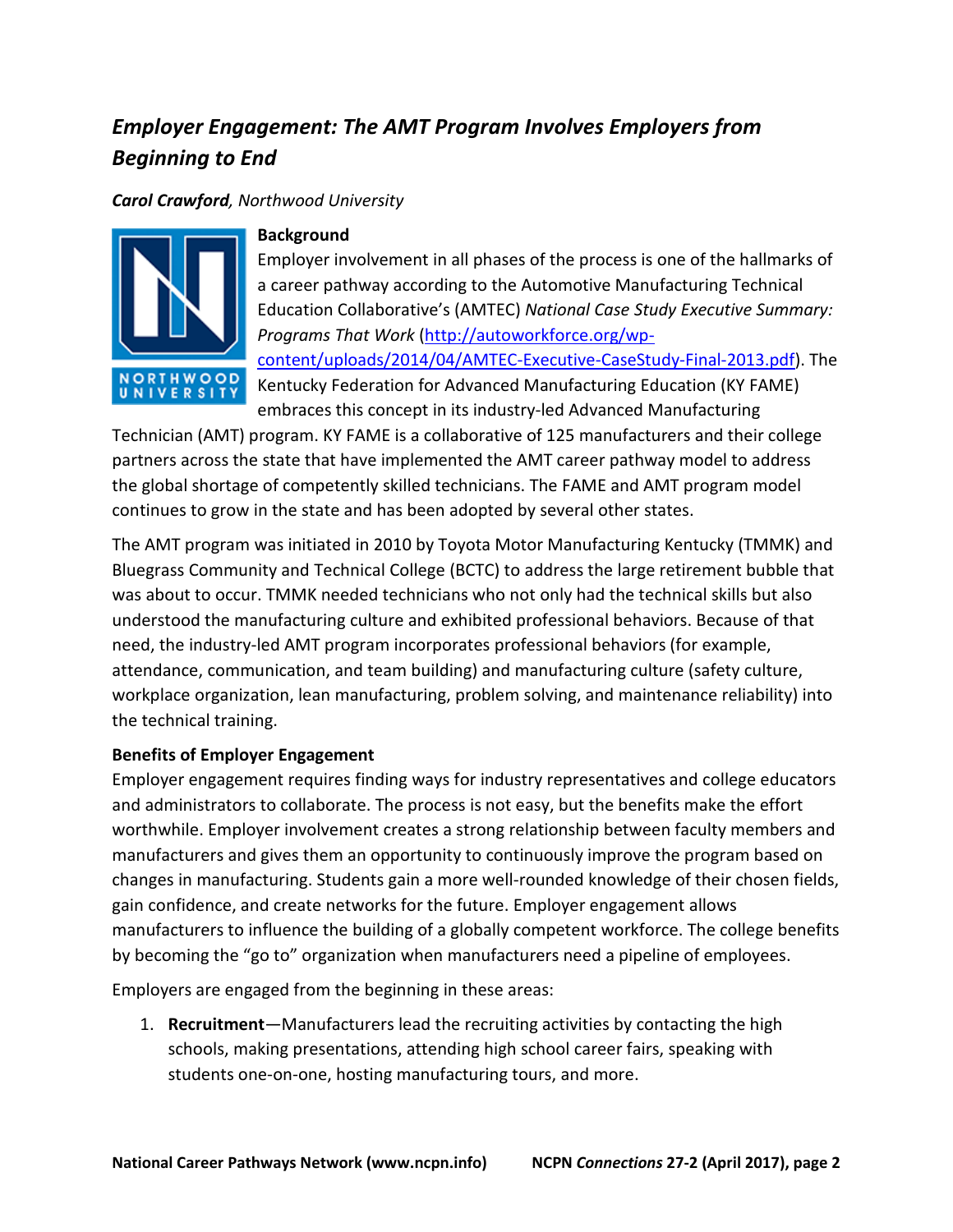## *Employer Engagement: The AMT Program Involves Employers from Beginning to End*

***Carol Crawford**, Northwood University*

### Background

Employer involvement in all phases of the process is one of the hallmarks of a career pathway according to the Automotive Manufacturing Technical Education Collaborative's (AMTEC) *National Case Study Executive Summary: Programs That Work* (http://autoworkforce.org/wp-content/uploads/2014/04/AMTEC-Executive-CaseStudy-Final-2013.pdf). The Kentucky Federation for Advanced Manufacturing Education (KY FAME) embraces this concept in its industry-led Advanced Manufacturing Technician (AMT) program. KY FAME is a collaborative of 125 manufacturers and their college partners across the state that have implemented the AMT career pathway model to address the global shortage of competently skilled technicians. The FAME and AMT program model continues to grow in the state and has been adopted by several other states.

The AMT program was initiated in 2010 by Toyota Motor Manufacturing Kentucky (TMMK) and Bluegrass Community and Technical College (BCTC) to address the large retirement bubble that was about to occur. TMMK needed technicians who not only had the technical skills but also understood the manufacturing culture and exhibited professional behaviors. Because of that need, the industry-led AMT program incorporates professional behaviors (for example, attendance, communication, and team building) and manufacturing culture (safety culture, workplace organization, lean manufacturing, problem solving, and maintenance reliability) into the technical training.

### Benefits of Employer Engagement

Employer engagement requires finding ways for industry representatives and college educators and administrators to collaborate. The process is not easy, but the benefits make the effort worthwhile. Employer involvement creates a strong relationship between faculty members and manufacturers and gives them an opportunity to continuously improve the program based on changes in manufacturing. Students gain a more well-rounded knowledge of their chosen fields, gain confidence, and create networks for the future. Employer engagement allows manufacturers to influence the building of a globally competent workforce. The college benefits by becoming the "go to" organization when manufacturers need a pipeline of employees.

Employers are engaged from the beginning in these areas:

1. **Recruitment**—Manufacturers lead the recruiting activities by contacting the high schools, making presentations, attending high school career fairs, speaking with students one-on-one, hosting manufacturing tours, and more.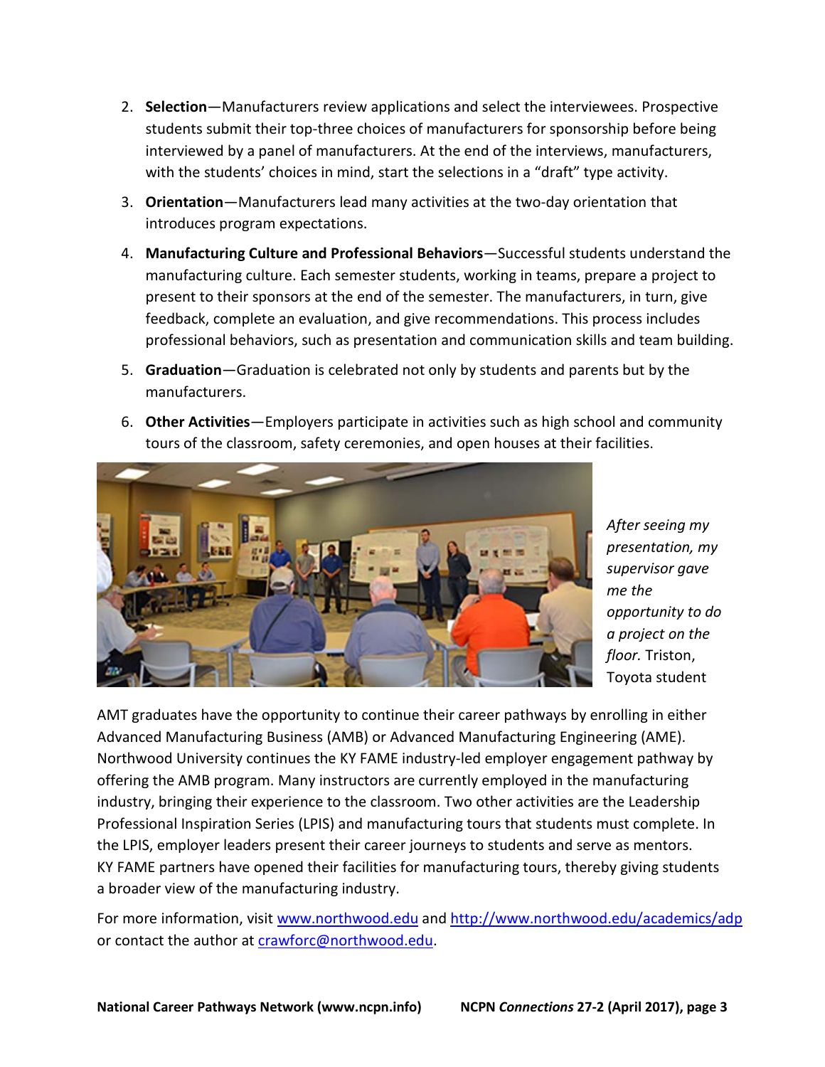2. **Selection**—Manufacturers review applications and select the interviewees. Prospective students submit their top-three choices of manufacturers for sponsorship before being interviewed by a panel of manufacturers. At the end of the interviews, manufacturers, with the students' choices in mind, start the selections in a "draft" type activity.
3. **Orientation**—Manufacturers lead many activities at the two-day orientation that introduces program expectations.
4. **Manufacturing Culture and Professional Behaviors**—Successful students understand the manufacturing culture. Each semester students, working in teams, prepare a project to present to their sponsors at the end of the semester. The manufacturers, in turn, give feedback, complete an evaluation, and give recommendations. This process includes professional behaviors, such as presentation and communication skills and team building.
5. **Graduation**—Graduation is celebrated not only by students and parents but by the manufacturers.
6. **Other Activities**—Employers participate in activities such as high school and community tours of the classroom, safety ceremonies, and open houses at their facilities.

*After seeing my presentation, my supervisor gave me the opportunity to do a project on the floor.* Triston, Toyota student

AMT graduates have the opportunity to continue their career pathways by enrolling in either Advanced Manufacturing Business (AMB) or Advanced Manufacturing Engineering (AME). Northwood University continues the KY FAME industry-led employer engagement pathway by offering the AMB program. Many instructors are currently employed in the manufacturing industry, bringing their experience to the classroom. Two other activities are the Leadership Professional Inspiration Series (LPIS) and manufacturing tours that students must complete. In the LPIS, employer leaders present their career journeys to students and serve as mentors. KY FAME partners have opened their facilities for manufacturing tours, thereby giving students a broader view of the manufacturing industry.

For more information, visit [www.northwood.edu](www.northwood.edu) and [http://www.northwood.edu/academics/adp](http://www.northwood.edu/academics/adp) or contact the author at [crawforc@northwood.edu](mailto:crawforc@northwood.edu).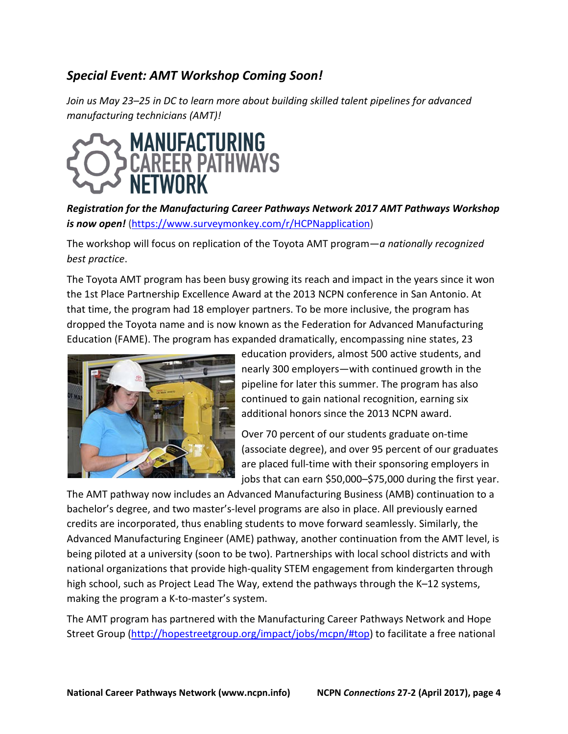## *Special Event: AMT Workshop Coming Soon!*

*Join us May 23–25 in DC to learn more about building skilled talent pipelines for advanced manufacturing technicians (AMT)!*

***Registration for the Manufacturing Career Pathways Network 2017 AMT Pathways Workshop is now open!*** (https://www.surveymonkey.com/r/HCPNapplication)

The workshop will focus on replication of the Toyota AMT program—*a nationally recognized best practice*.

The Toyota AMT program has been busy growing its reach and impact in the years since it won the 1st Place Partnership Excellence Award at the 2013 NCPN conference in San Antonio. At that time, the program had 18 employer partners. To be more inclusive, the program has dropped the Toyota name and is now known as the Federation for Advanced Manufacturing Education (FAME). The program has expanded dramatically, encompassing nine states, 23 education providers, almost 500 active students, and nearly 300 employers—with continued growth in the pipeline for later this summer. The program has also continued to gain national recognition, earning six additional honors since the 2013 NCPN award.

Over 70 percent of our students graduate on-time (associate degree), and over 95 percent of our graduates are placed full-time with their sponsoring employers in jobs that can earn $50,000–$75,000 during the first year. The AMT pathway now includes an Advanced Manufacturing Business (AMB) continuation to a bachelor's degree, and two master's-level programs are also in place. All previously earned credits are incorporated, thus enabling students to move forward seamlessly. Similarly, the Advanced Manufacturing Engineer (AME) pathway, another continuation from the AMT level, is being piloted at a university (soon to be two). Partnerships with local school districts and with national organizations that provide high-quality STEM engagement from kindergarten through high school, such as Project Lead The Way, extend the pathways through the K–12 systems, making the program a K-to-master's system.

The AMT program has partnered with the Manufacturing Career Pathways Network and Hope Street Group (http://hopestreetgroup.org/impact/jobs/mcpn/#top) to facilitate a free national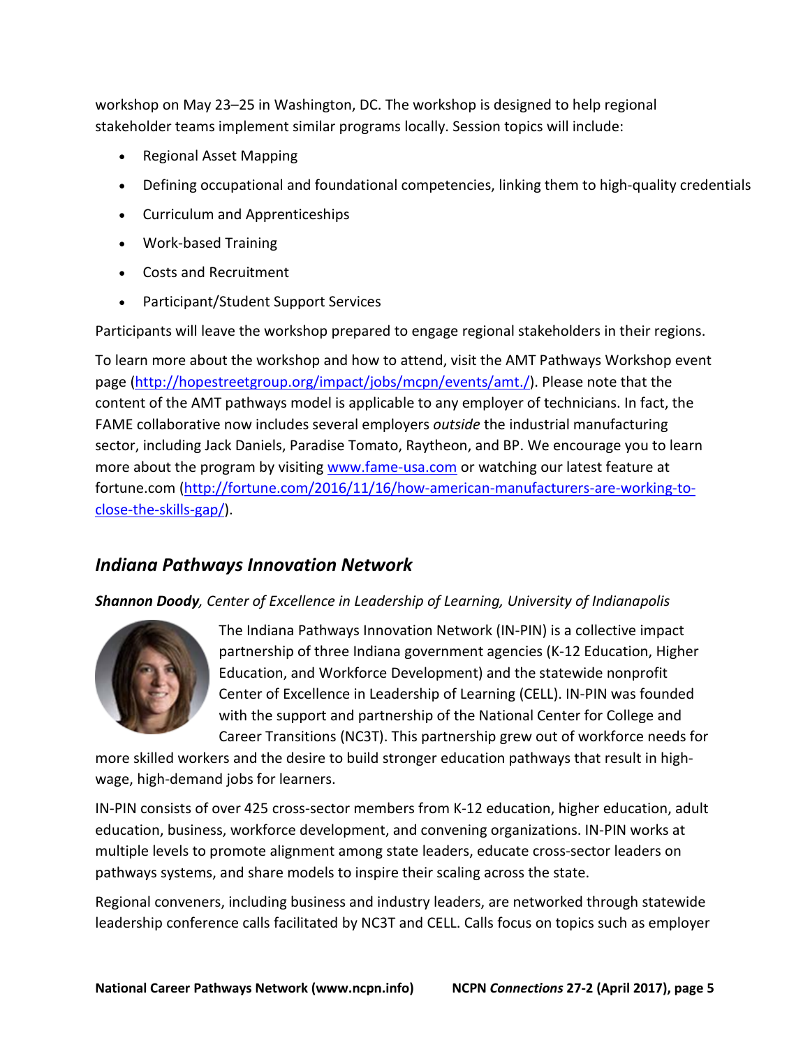workshop on May 23–25 in Washington, DC. The workshop is designed to help regional stakeholder teams implement similar programs locally. Session topics will include:

- Regional Asset Mapping
- Defining occupational and foundational competencies, linking them to high-quality credentials
- Curriculum and Apprenticeships
- Work-based Training
- Costs and Recruitment
- Participant/Student Support Services

Participants will leave the workshop prepared to engage regional stakeholders in their regions.

To learn more about the workshop and how to attend, visit the AMT Pathways Workshop event page (http://hopestreetgroup.org/impact/jobs/mcpn/events/amt./). Please note that the content of the AMT pathways model is applicable to any employer of technicians. In fact, the FAME collaborative now includes several employers *outside* the industrial manufacturing sector, including Jack Daniels, Paradise Tomato, Raytheon, and BP. We encourage you to learn more about the program by visiting www.fame-usa.com or watching our latest feature at fortune.com (http://fortune.com/2016/11/16/how-american-manufacturers-are-working-to-close-the-skills-gap/).

## *Indiana Pathways Innovation Network*

***Shannon Doody****, Center of Excellence in Leadership of Learning, University of Indianapolis*

The Indiana Pathways Innovation Network (IN-PIN) is a collective impact partnership of three Indiana government agencies (K-12 Education, Higher Education, and Workforce Development) and the statewide nonprofit Center of Excellence in Leadership of Learning (CELL). IN-PIN was founded with the support and partnership of the National Center for College and Career Transitions (NC3T). This partnership grew out of workforce needs for more skilled workers and the desire to build stronger education pathways that result in high-wage, high-demand jobs for learners.

IN-PIN consists of over 425 cross-sector members from K-12 education, higher education, adult education, business, workforce development, and convening organizations. IN-PIN works at multiple levels to promote alignment among state leaders, educate cross-sector leaders on pathways systems, and share models to inspire their scaling across the state.

Regional conveners, including business and industry leaders, are networked through statewide leadership conference calls facilitated by NC3T and CELL. Calls focus on topics such as employer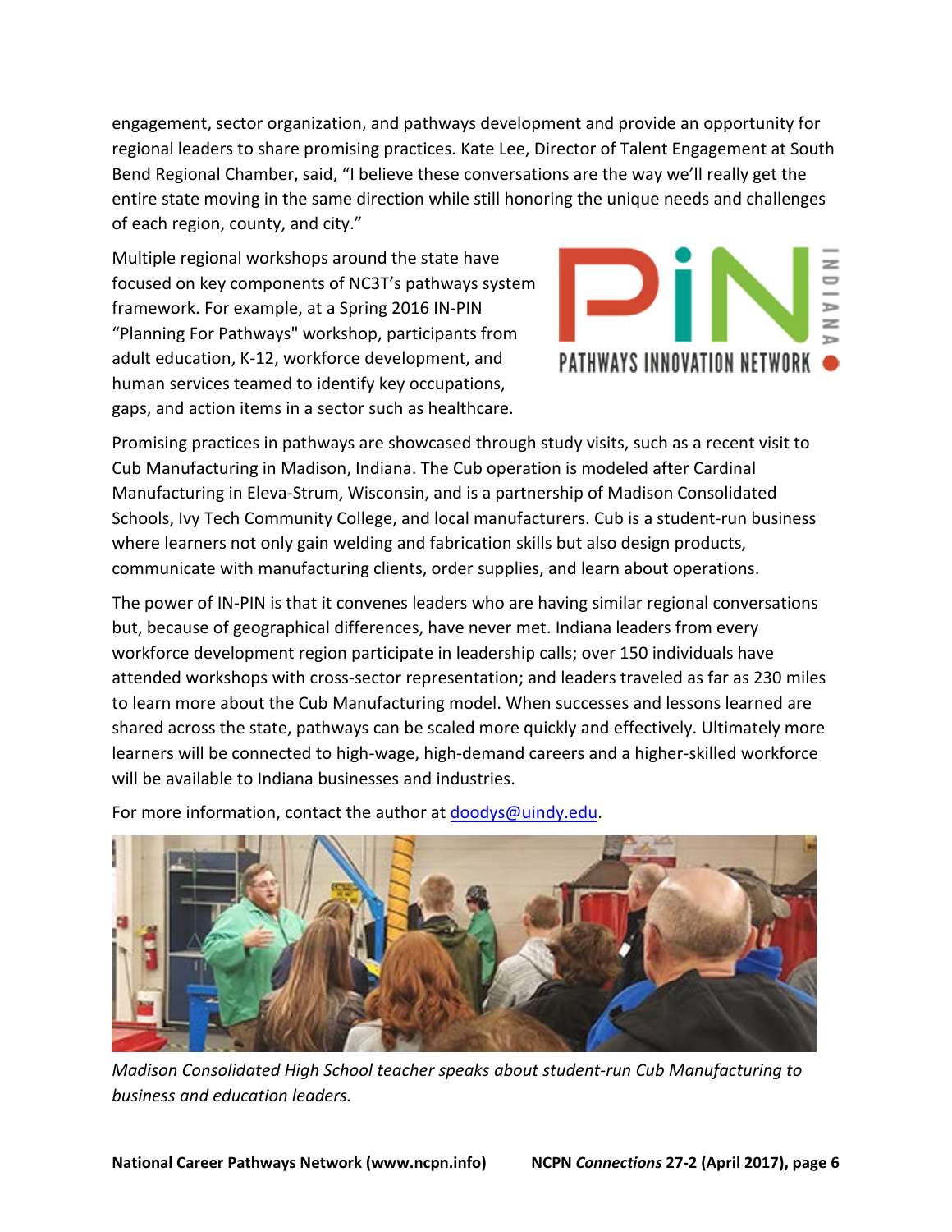engagement, sector organization, and pathways development and provide an opportunity for regional leaders to share promising practices. Kate Lee, Director of Talent Engagement at South Bend Regional Chamber, said, "I believe these conversations are the way we'll really get the entire state moving in the same direction while still honoring the unique needs and challenges of each region, county, and city."

Multiple regional workshops around the state have focused on key components of NC3T's pathways system framework. For example, at a Spring 2016 IN-PIN "Planning For Pathways" workshop, participants from adult education, K-12, workforce development, and human services teamed to identify key occupations, gaps, and action items in a sector such as healthcare.

Promising practices in pathways are showcased through study visits, such as a recent visit to Cub Manufacturing in Madison, Indiana. The Cub operation is modeled after Cardinal Manufacturing in Eleva-Strum, Wisconsin, and is a partnership of Madison Consolidated Schools, Ivy Tech Community College, and local manufacturers. Cub is a student-run business where learners not only gain welding and fabrication skills but also design products, communicate with manufacturing clients, order supplies, and learn about operations.

The power of IN-PIN is that it convenes leaders who are having similar regional conversations but, because of geographical differences, have never met. Indiana leaders from every workforce development region participate in leadership calls; over 150 individuals have attended workshops with cross-sector representation; and leaders traveled as far as 230 miles to learn more about the Cub Manufacturing model. When successes and lessons learned are shared across the state, pathways can be scaled more quickly and effectively. Ultimately more learners will be connected to high-wage, high-demand careers and a higher-skilled workforce will be available to Indiana businesses and industries.

For more information, contact the author at [doodys@uindy.edu](mailto:doodys@uindy.edu).

*Madison Consolidated High School teacher speaks about student-run Cub Manufacturing to business and education leaders.*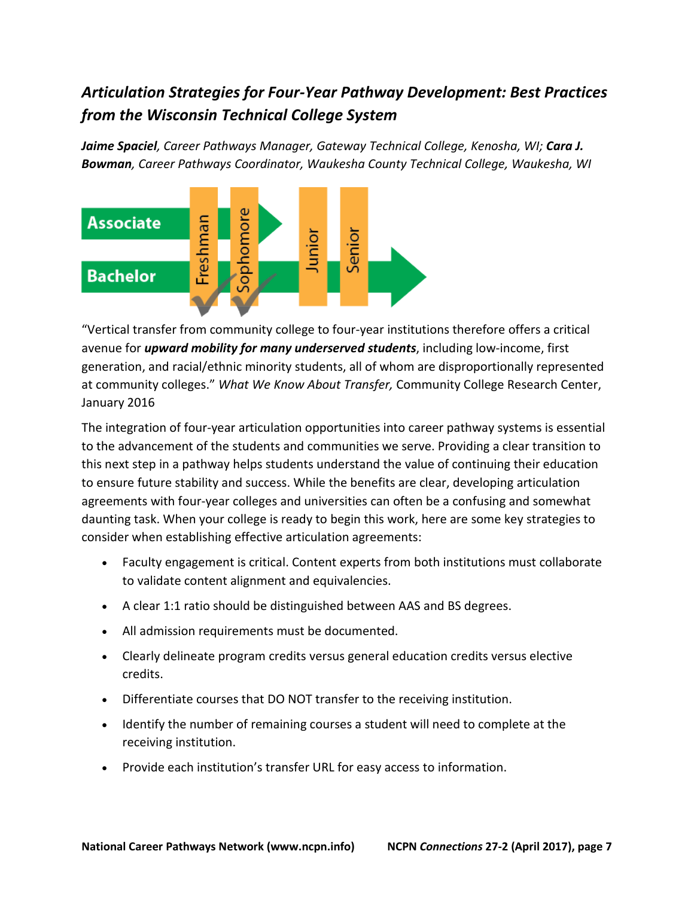## *Articulation Strategies for Four-Year Pathway Development: Best Practices from the Wisconsin Technical College System*

***Jaime Spaciel**, Career Pathways Manager, Gateway Technical College, Kenosha, WI; **Cara J. Bowman**, Career Pathways Coordinator, Waukesha County Technical College, Waukesha, WI*

"Vertical transfer from community college to four-year institutions therefore offers a critical avenue for ***upward mobility for many underserved students***, including low-income, first generation, and racial/ethnic minority students, all of whom are disproportionally represented at community colleges." *What We Know About Transfer,* Community College Research Center, January 2016

The integration of four-year articulation opportunities into career pathway systems is essential to the advancement of the students and communities we serve. Providing a clear transition to this next step in a pathway helps students understand the value of continuing their education to ensure future stability and success. While the benefits are clear, developing articulation agreements with four-year colleges and universities can often be a confusing and somewhat daunting task. When your college is ready to begin this work, here are some key strategies to consider when establishing effective articulation agreements:

- Faculty engagement is critical. Content experts from both institutions must collaborate to validate content alignment and equivalencies.
- A clear 1:1 ratio should be distinguished between AAS and BS degrees.
- All admission requirements must be documented.
- Clearly delineate program credits versus general education credits versus elective credits.
- Differentiate courses that DO NOT transfer to the receiving institution.
- Identify the number of remaining courses a student will need to complete at the receiving institution.
- Provide each institution's transfer URL for easy access to information.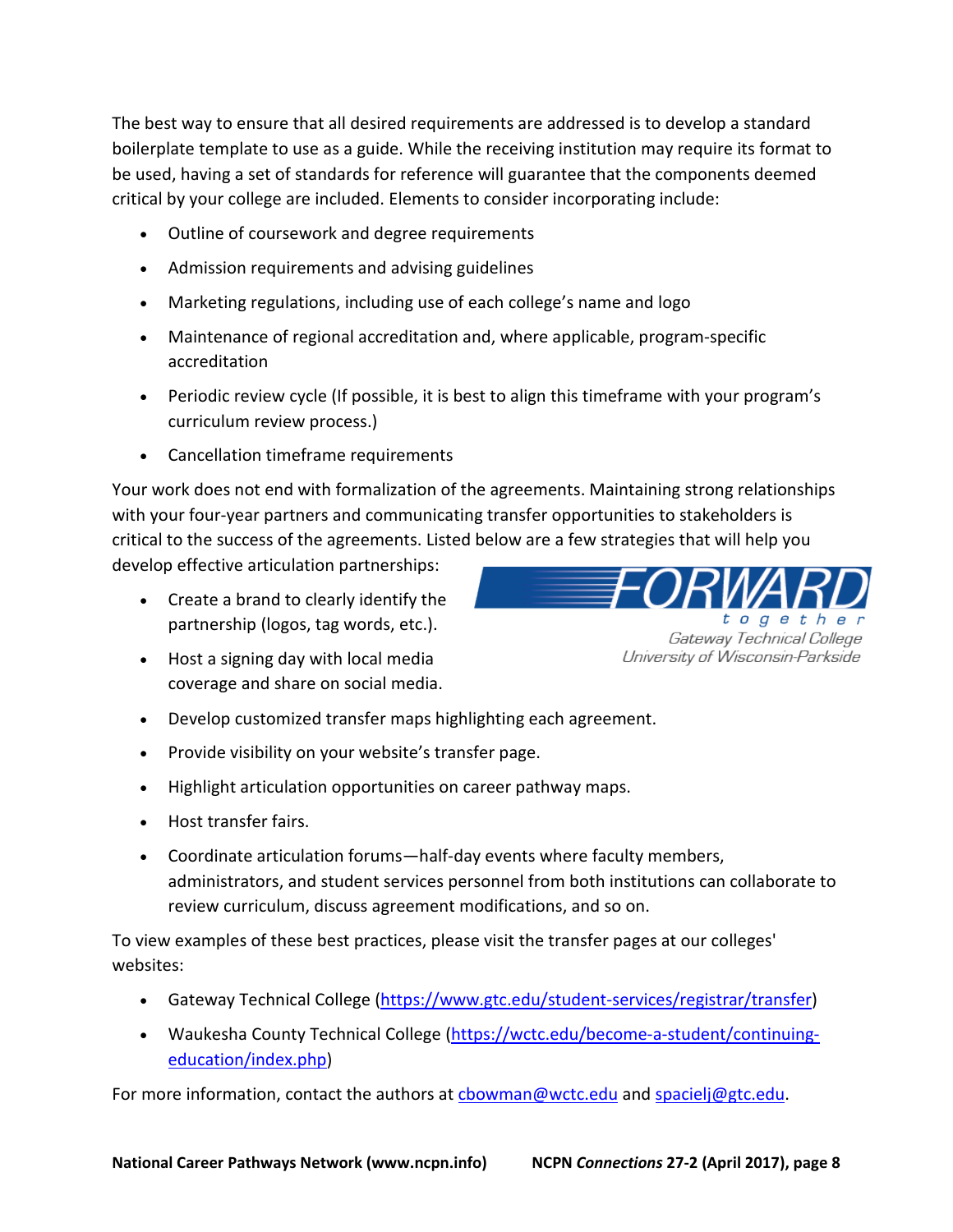The best way to ensure that all desired requirements are addressed is to develop a standard boilerplate template to use as a guide. While the receiving institution may require its format to be used, having a set of standards for reference will guarantee that the components deemed critical by your college are included. Elements to consider incorporating include:

- Outline of coursework and degree requirements
- Admission requirements and advising guidelines
- Marketing regulations, including use of each college's name and logo
- Maintenance of regional accreditation and, where applicable, program-specific accreditation
- Periodic review cycle (If possible, it is best to align this timeframe with your program's curriculum review process.)
- Cancellation timeframe requirements

Your work does not end with formalization of the agreements. Maintaining strong relationships with your four-year partners and communicating transfer opportunities to stakeholders is critical to the success of the agreements. Listed below are a few strategies that will help you develop effective articulation partnerships:

- Create a brand to clearly identify the partnership (logos, tag words, etc.).
- Host a signing day with local media coverage and share on social media.
- Develop customized transfer maps highlighting each agreement.
- Provide visibility on your website's transfer page.
- Highlight articulation opportunities on career pathway maps.
- Host transfer fairs.
- Coordinate articulation forums—half-day events where faculty members, administrators, and student services personnel from both institutions can collaborate to review curriculum, discuss agreement modifications, and so on.

To view examples of these best practices, please visit the transfer pages at our colleges' websites:

- Gateway Technical College (https://www.gtc.edu/student-services/registrar/transfer)
- Waukesha County Technical College (https://wctc.edu/become-a-student/continuing-education/index.php)

For more information, contact the authors at cbowman@wctc.edu and spacielj@gtc.edu.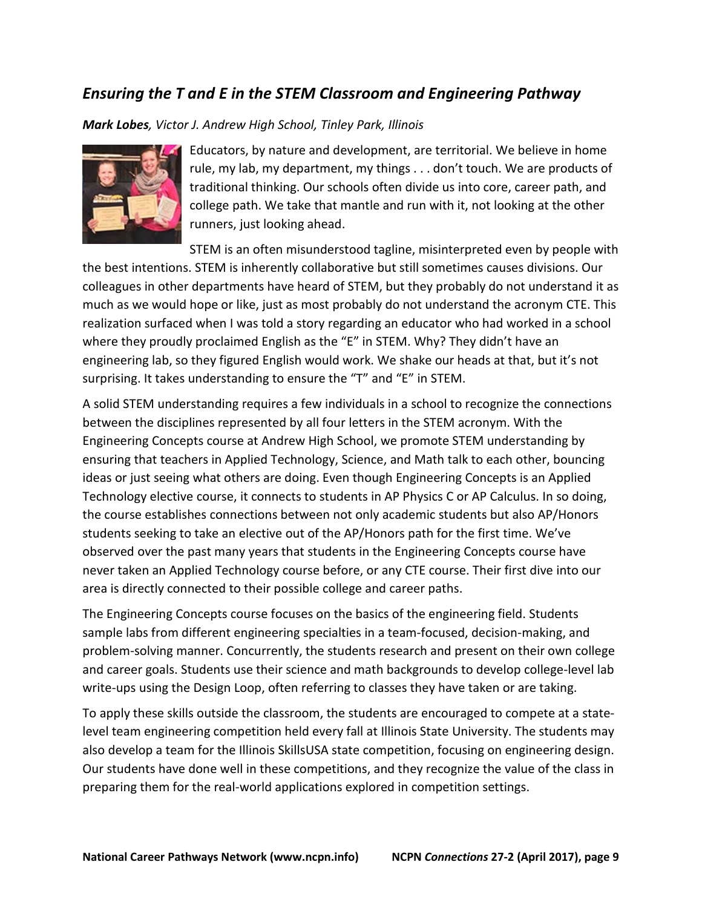## *Ensuring the T and E in the STEM Classroom and Engineering Pathway*

***Mark Lobes****, Victor J. Andrew High School, Tinley Park, Illinois*

Educators, by nature and development, are territorial. We believe in home rule, my lab, my department, my things . . . don't touch. We are products of traditional thinking. Our schools often divide us into core, career path, and college path. We take that mantle and run with it, not looking at the other runners, just looking ahead.

STEM is an often misunderstood tagline, misinterpreted even by people with the best intentions. STEM is inherently collaborative but still sometimes causes divisions. Our colleagues in other departments have heard of STEM, but they probably do not understand it as much as we would hope or like, just as most probably do not understand the acronym CTE. This realization surfaced when I was told a story regarding an educator who had worked in a school where they proudly proclaimed English as the "E" in STEM. Why? They didn't have an engineering lab, so they figured English would work. We shake our heads at that, but it's not surprising. It takes understanding to ensure the "T" and "E" in STEM.

A solid STEM understanding requires a few individuals in a school to recognize the connections between the disciplines represented by all four letters in the STEM acronym. With the Engineering Concepts course at Andrew High School, we promote STEM understanding by ensuring that teachers in Applied Technology, Science, and Math talk to each other, bouncing ideas or just seeing what others are doing. Even though Engineering Concepts is an Applied Technology elective course, it connects to students in AP Physics C or AP Calculus. In so doing, the course establishes connections between not only academic students but also AP/Honors students seeking to take an elective out of the AP/Honors path for the first time. We've observed over the past many years that students in the Engineering Concepts course have never taken an Applied Technology course before, or any CTE course. Their first dive into our area is directly connected to their possible college and career paths.

The Engineering Concepts course focuses on the basics of the engineering field. Students sample labs from different engineering specialties in a team-focused, decision-making, and problem-solving manner. Concurrently, the students research and present on their own college and career goals. Students use their science and math backgrounds to develop college-level lab write-ups using the Design Loop, often referring to classes they have taken or are taking.

To apply these skills outside the classroom, the students are encouraged to compete at a state-level team engineering competition held every fall at Illinois State University. The students may also develop a team for the Illinois SkillsUSA state competition, focusing on engineering design. Our students have done well in these competitions, and they recognize the value of the class in preparing them for the real-world applications explored in competition settings.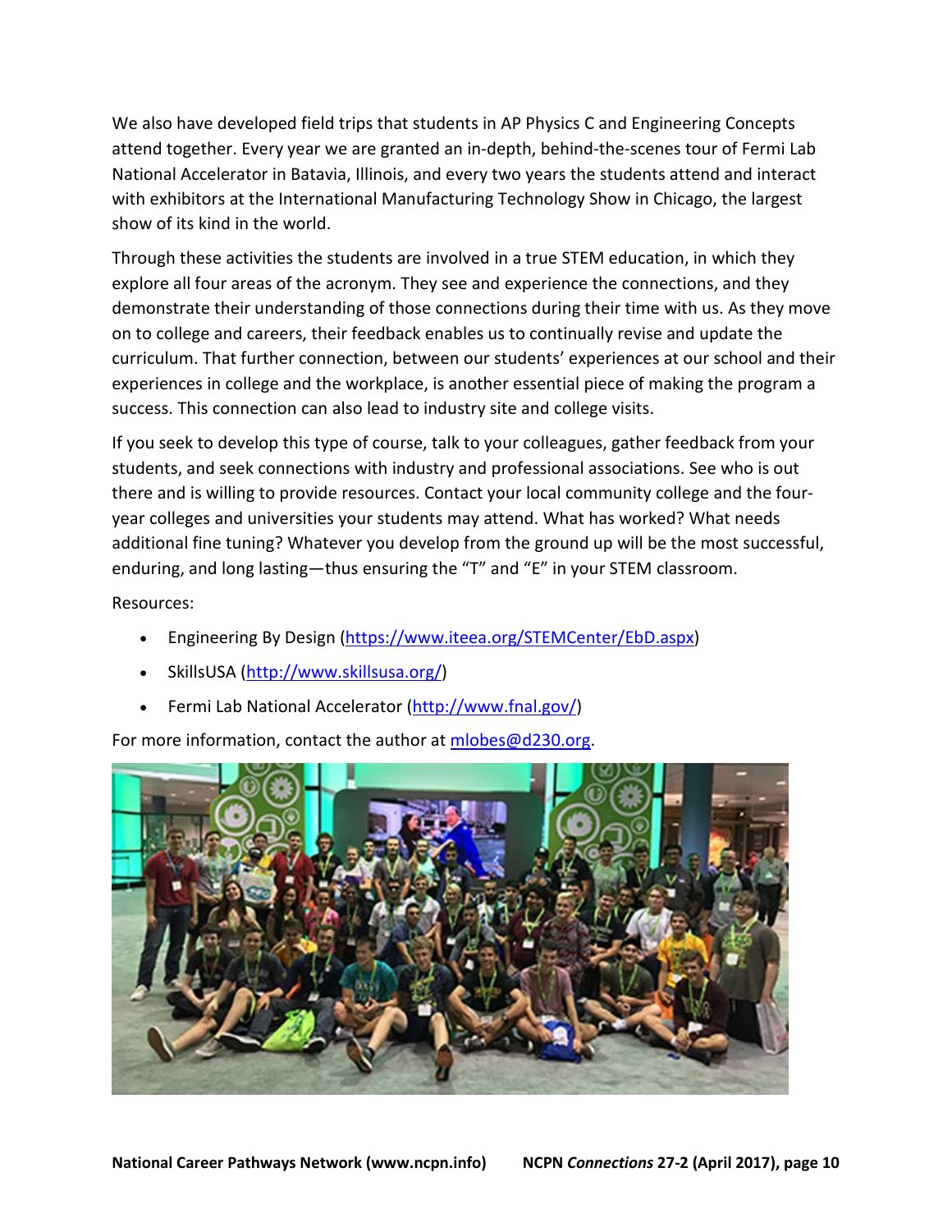We also have developed field trips that students in AP Physics C and Engineering Concepts attend together. Every year we are granted an in-depth, behind-the-scenes tour of Fermi Lab National Accelerator in Batavia, Illinois, and every two years the students attend and interact with exhibitors at the International Manufacturing Technology Show in Chicago, the largest show of its kind in the world.

Through these activities the students are involved in a true STEM education, in which they explore all four areas of the acronym. They see and experience the connections, and they demonstrate their understanding of those connections during their time with us. As they move on to college and careers, their feedback enables us to continually revise and update the curriculum. That further connection, between our students' experiences at our school and their experiences in college and the workplace, is another essential piece of making the program a success. This connection can also lead to industry site and college visits.

If you seek to develop this type of course, talk to your colleagues, gather feedback from your students, and seek connections with industry and professional associations. See who is out there and is willing to provide resources. Contact your local community college and the four-year colleges and universities your students may attend. What has worked? What needs additional fine tuning? Whatever you develop from the ground up will be the most successful, enduring, and long lasting—thus ensuring the "T" and "E" in your STEM classroom.

Resources:

- Engineering By Design (https://www.iteea.org/STEMCenter/EbD.aspx)
- SkillsUSA (http://www.skillsusa.org/)
- Fermi Lab National Accelerator (http://www.fnal.gov/)

For more information, contact the author at mlobes@d230.org.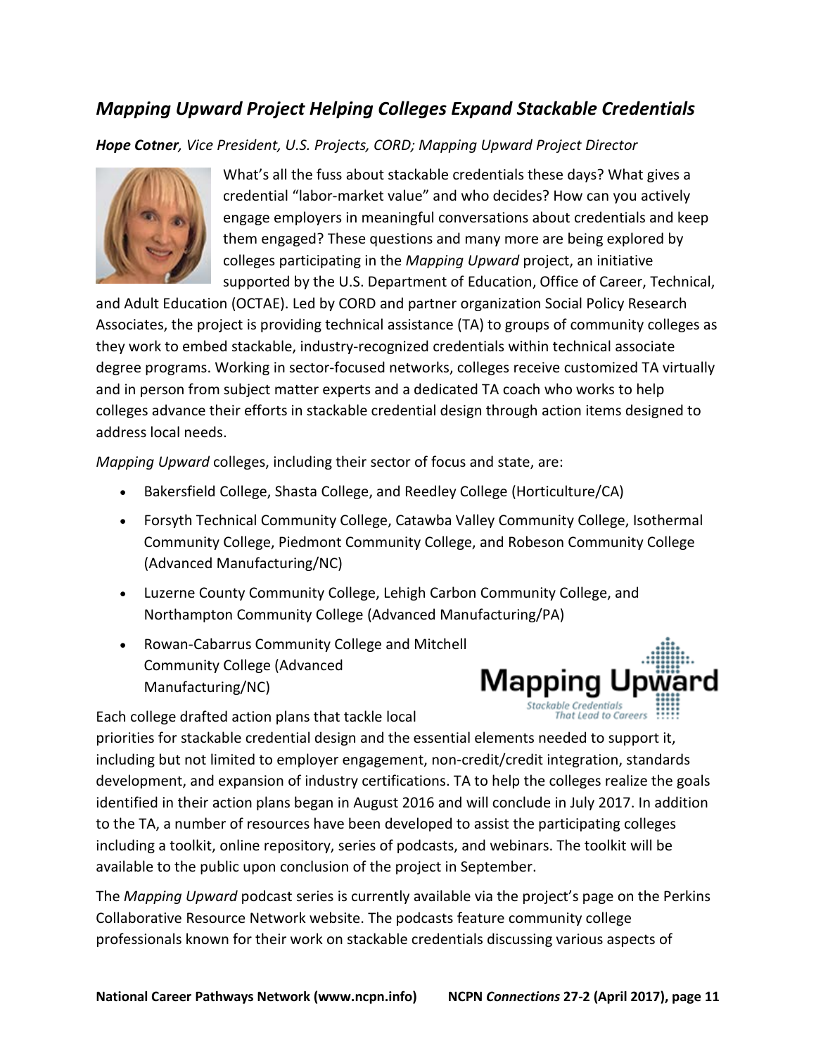## *Mapping Upward Project Helping Colleges Expand Stackable Credentials*

***Hope Cotner**, Vice President, U.S. Projects, CORD; Mapping Upward Project Director*

What's all the fuss about stackable credentials these days? What gives a credential "labor-market value" and who decides? How can you actively engage employers in meaningful conversations about credentials and keep them engaged? These questions and many more are being explored by colleges participating in the *Mapping Upward* project, an initiative supported by the U.S. Department of Education, Office of Career, Technical, and Adult Education (OCTAE). Led by CORD and partner organization Social Policy Research Associates, the project is providing technical assistance (TA) to groups of community colleges as they work to embed stackable, industry-recognized credentials within technical associate degree programs. Working in sector-focused networks, colleges receive customized TA virtually and in person from subject matter experts and a dedicated TA coach who works to help colleges advance their efforts in stackable credential design through action items designed to address local needs.

*Mapping Upward* colleges, including their sector of focus and state, are:

- Bakersfield College, Shasta College, and Reedley College (Horticulture/CA)
- Forsyth Technical Community College, Catawba Valley Community College, Isothermal Community College, Piedmont Community College, and Robeson Community College (Advanced Manufacturing/NC)
- Luzerne County Community College, Lehigh Carbon Community College, and Northampton Community College (Advanced Manufacturing/PA)
- Rowan-Cabarrus Community College and Mitchell Community College (Advanced Manufacturing/NC)

Each college drafted action plans that tackle local priorities for stackable credential design and the essential elements needed to support it, including but not limited to employer engagement, non-credit/credit integration, standards development, and expansion of industry certifications. TA to help the colleges realize the goals identified in their action plans began in August 2016 and will conclude in July 2017. In addition to the TA, a number of resources have been developed to assist the participating colleges including a toolkit, online repository, series of podcasts, and webinars. The toolkit will be available to the public upon conclusion of the project in September.

The *Mapping Upward* podcast series is currently available via the project's page on the Perkins Collaborative Resource Network website. The podcasts feature community college professionals known for their work on stackable credentials discussing various aspects of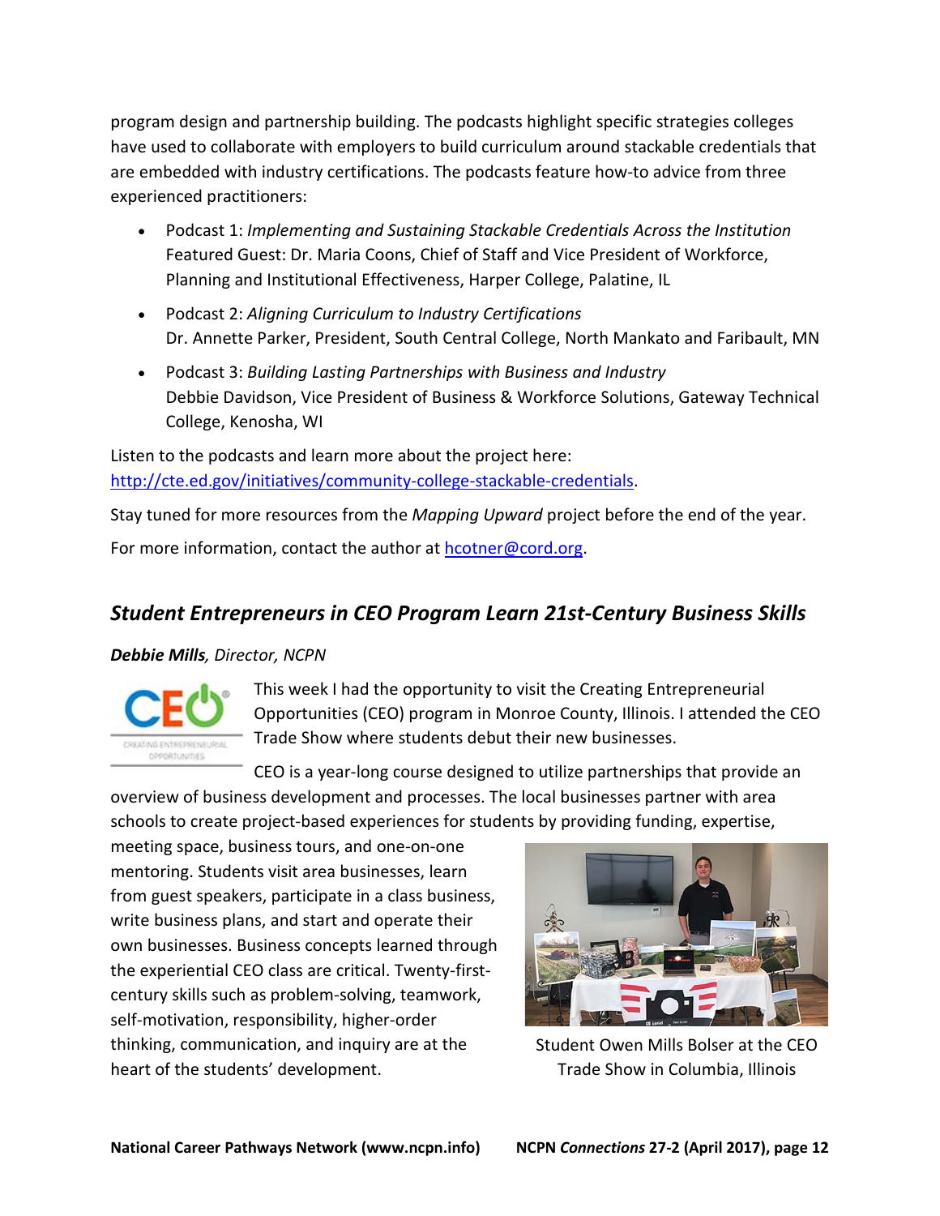program design and partnership building. The podcasts highlight specific strategies colleges have used to collaborate with employers to build curriculum around stackable credentials that are embedded with industry certifications. The podcasts feature how-to advice from three experienced practitioners:

- Podcast 1: *Implementing and Sustaining Stackable Credentials Across the Institution*
  Featured Guest: Dr. Maria Coons, Chief of Staff and Vice President of Workforce, Planning and Institutional Effectiveness, Harper College, Palatine, IL
- Podcast 2: *Aligning Curriculum to Industry Certifications*
  Dr. Annette Parker, President, South Central College, North Mankato and Faribault, MN
- Podcast 3: *Building Lasting Partnerships with Business and Industry*
  Debbie Davidson, Vice President of Business & Workforce Solutions, Gateway Technical College, Kenosha, WI

Listen to the podcasts and learn more about the project here: http://cte.ed.gov/initiatives/community-college-stackable-credentials.

Stay tuned for more resources from the *Mapping Upward* project before the end of the year.

For more information, contact the author at hcotner@cord.org.

## *Student Entrepreneurs in CEO Program Learn 21st-Century Business Skills*

***Debbie Mills**, Director, NCPN*

This week I had the opportunity to visit the Creating Entrepreneurial Opportunities (CEO) program in Monroe County, Illinois. I attended the CEO Trade Show where students debut their new businesses.

CEO is a year-long course designed to utilize partnerships that provide an overview of business development and processes. The local businesses partner with area schools to create project-based experiences for students by providing funding, expertise, meeting space, business tours, and one-on-one mentoring. Students visit area businesses, learn from guest speakers, participate in a class business, write business plans, and start and operate their own businesses. Business concepts learned through the experiential CEO class are critical. Twenty-first-century skills such as problem-solving, teamwork, self-motivation, responsibility, higher-order thinking, communication, and inquiry are at the heart of the students' development.

Student Owen Mills Bolser at the CEO Trade Show in Columbia, Illinois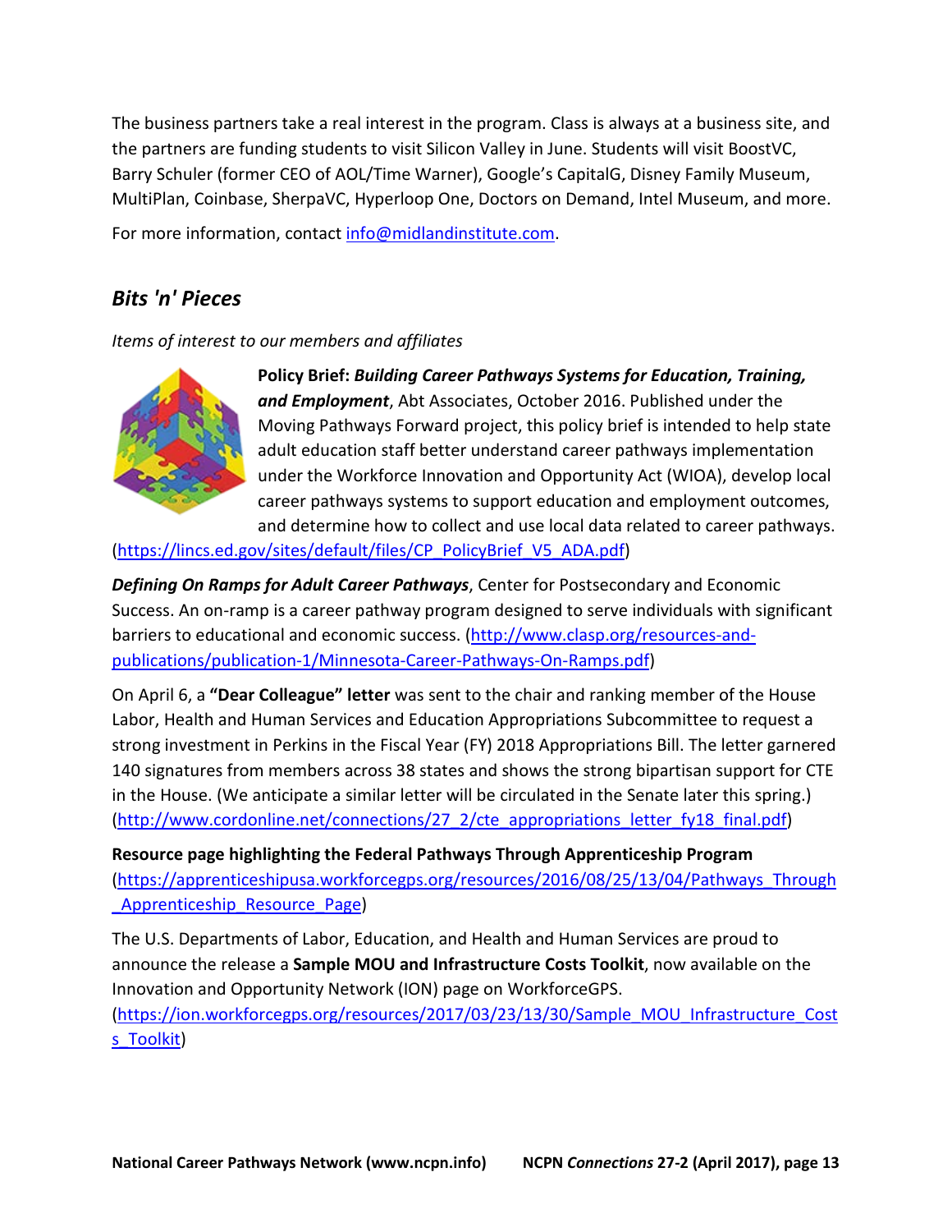The business partners take a real interest in the program. Class is always at a business site, and the partners are funding students to visit Silicon Valley in June. Students will visit BoostVC, Barry Schuler (former CEO of AOL/Time Warner), Google's CapitalG, Disney Family Museum, MultiPlan, Coinbase, SherpaVC, Hyperloop One, Doctors on Demand, Intel Museum, and more.

For more information, contact info@midlandinstitute.com.

## *Bits 'n' Pieces*

*Items of interest to our members and affiliates*

**Policy Brief: *Building Career Pathways Systems for Education, Training, and Employment***, Abt Associates, October 2016. Published under the Moving Pathways Forward project, this policy brief is intended to help state adult education staff better understand career pathways implementation under the Workforce Innovation and Opportunity Act (WIOA), develop local career pathways systems to support education and employment outcomes, and determine how to collect and use local data related to career pathways. (https://lincs.ed.gov/sites/default/files/CP_PolicyBrief_V5_ADA.pdf)

***Defining On Ramps for Adult Career Pathways***, Center for Postsecondary and Economic Success. An on-ramp is a career pathway program designed to serve individuals with significant barriers to educational and economic success. (http://www.clasp.org/resources-and-publications/publication-1/Minnesota-Career-Pathways-On-Ramps.pdf)

On April 6, a **"Dear Colleague" letter** was sent to the chair and ranking member of the House Labor, Health and Human Services and Education Appropriations Subcommittee to request a strong investment in Perkins in the Fiscal Year (FY) 2018 Appropriations Bill. The letter garnered 140 signatures from members across 38 states and shows the strong bipartisan support for CTE in the House. (We anticipate a similar letter will be circulated in the Senate later this spring.) (http://www.cordonline.net/connections/27_2/cte_appropriations_letter_fy18_final.pdf)

**Resource page highlighting the Federal Pathways Through Apprenticeship Program** (https://apprenticeshipusa.workforcegps.org/resources/2016/08/25/13/04/Pathways_Through_Apprenticeship_Resource_Page)

The U.S. Departments of Labor, Education, and Health and Human Services are proud to announce the release a **Sample MOU and Infrastructure Costs Toolkit**, now available on the Innovation and Opportunity Network (ION) page on WorkforceGPS. (https://ion.workforcegps.org/resources/2017/03/23/13/30/Sample_MOU_Infrastructure_Costs_Toolkit)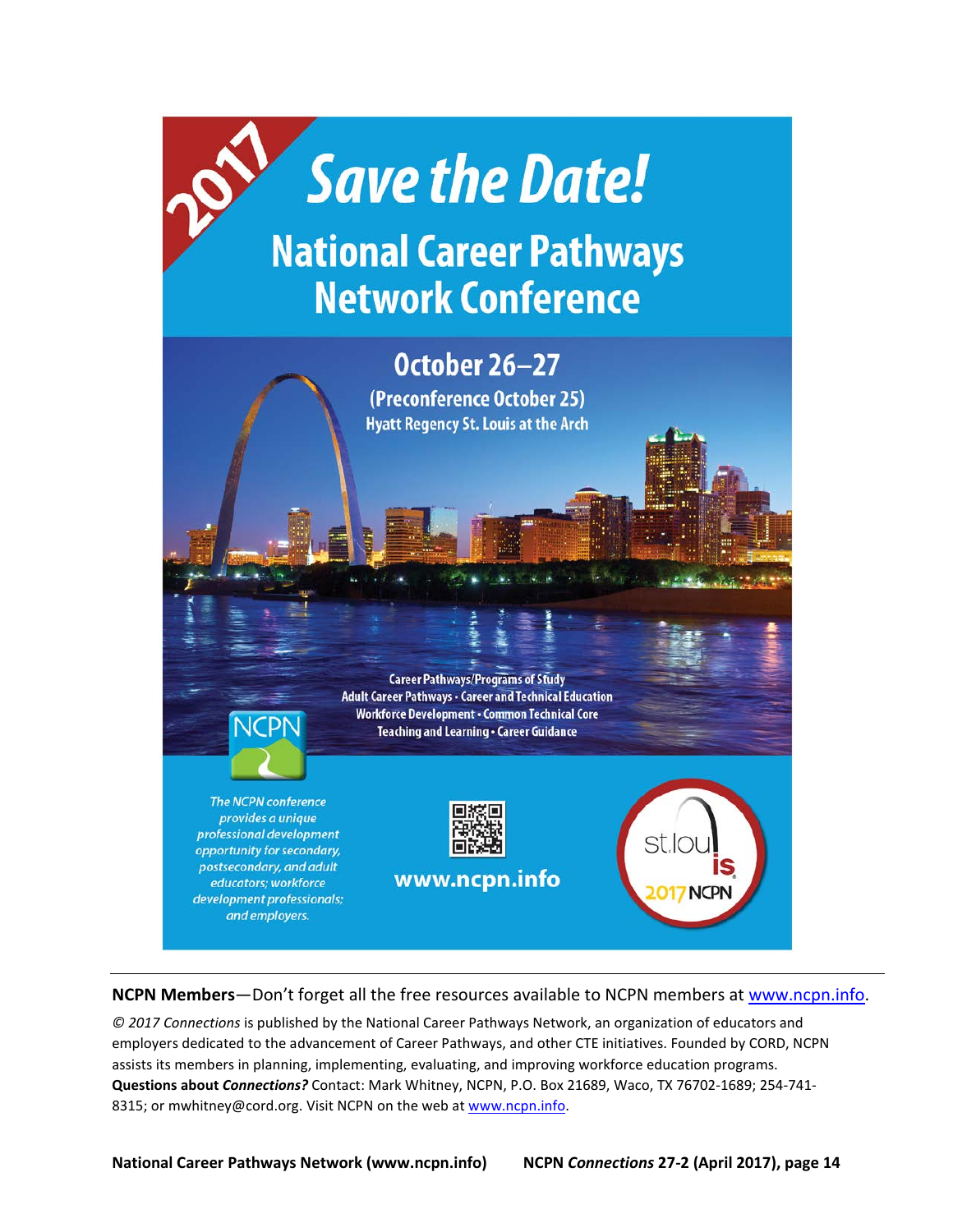# 2017 Save the Date!

## National Career Pathways Network Conference

**October 26–27**

**(Preconference October 25)**

**Hyatt Regency St. Louis at the Arch**

Career Pathways/Programs of Study
Adult Career Pathways • Career and Technical Education
Workforce Development • Common Technical Core
Teaching and Learning • Career Guidance

NCPN

*The NCPN conference provides a unique professional development opportunity for secondary, postsecondary, and adult educators; workforce development professionals; and employers.*

**www.ncpn.info**

st.louis 2017 NCPN

---

**NCPN Members**—Don't forget all the free resources available to NCPN members at www.ncpn.info.

© 2017 *Connections* is published by the National Career Pathways Network, an organization of educators and employers dedicated to the advancement of Career Pathways, and other CTE initiatives. Founded by CORD, NCPN assists its members in planning, implementing, evaluating, and improving workforce education programs. **Questions about *Connections?*** Contact: Mark Whitney, NCPN, P.O. Box 21689, Waco, TX 76702-1689; 254-741-8315; or mwhitney@cord.org. Visit NCPN on the web at www.ncpn.info.